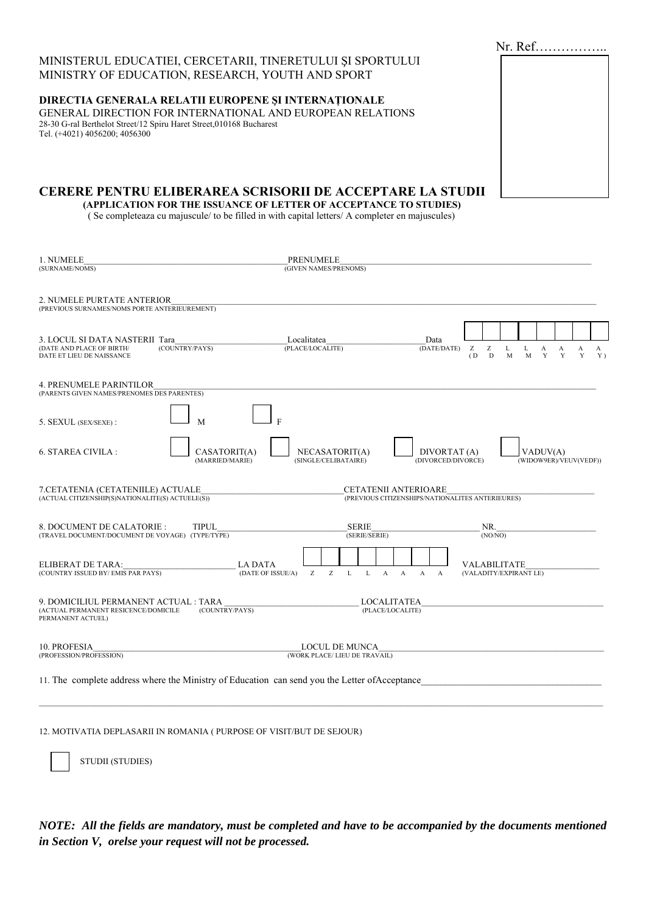Nr. Ref……………..

MINISTERUL EDUCATIEI, CERCETARII, TINERETULUI ŞI SPORTULUI
MINISTRY OF EDUCATION, RESEARCH, YOUTH AND SPORT

**DIRECTIA GENERALA RELATII EUROPENE ŞI INTERNAȚIONALE**
GENERAL DIRECTION FOR INTERNATIONAL AND EUROPEAN RELATIONS
28-30 G-ral Berthelot Street/12 Spiru Haret Street,010168 Bucharest
Tel. (+4021) 4056200; 4056300

# CERERE PENTRU ELIBERAREA SCRISORII DE ACCEPTARE LA STUDII

**(APPLICATION FOR THE ISSUANCE OF LETTER OF ACCEPTANCE TO STUDIES)**

( Se completeaza cu majuscule/ to be filled in with capital letters/ A completer en majuscules)

1. NUMELE_______________ PRENUMELE_______________
(SURNAME/NOMS) (GIVEN NAMES/PRENOMS)

2. NUMELE PURTATE ANTERIOR_______________
(PREVIOUS SURNAMES/NOMS PORTE ANTERIEUREMENT)

3. LOCUL SI DATA NASTERII Tara_______________ Localitatea_______________ Data
(DATE AND PLACE OF BIRTH/ DATE ET LIEU DE NAISSANCE) (COUNTRY/PAYS) (PLACE/LOCALITE) (DATE/DATE) Z Z L L A A A A (D D M M Y Y Y Y)

4. PRENUMELE PARINTILOR_______________
(PARENTS GIVEN NAMES/PRENOMES DES PARENTES)

5. SEXUL (SEX/SEXE) : ☐ M ☐ F

6. STAREA CIVILA : ☐ CASATORIT(A) (MARRIED/MARIE) ☐ NECASATORIT(A) (SINGLE/CELIBATAIRE) ☐ DIVORTAT (A) (DIVORCED/DIVORCE) ☐ VADUV(A) (WIDOW9ER)/VEUV(VEDF))

7.CETATENIA (CETATENIILE) ACTUALE_______________ CETATENII ANTERIOARE_______________
(ACTUAL CITIZENSHIP(S)NATIONALITE(S) ACTUELE(S)) (PREVIOUS CITIZENSHIPS/NATIONALITES ANTERIEURES)

8. DOCUMENT DE CALATORIE : TIPUL_______________ SERIE_______________ NR._______________
(TRAVEL DOCUMENT/DOCUMENT DE VOYAGE) (TYPE/TYPE) (SERIE/SERIE) (NO/NO)

ELIBERAT DE TARA:_______________ LA DATA Z Z L L A A A A VALABILITATE_______________
(COUNTRY ISSUED BY/ EMIS PAR PAYS) (DATE OF ISSUE/A) (VALADITY/EXPIRANT LE)

9. DOMICILIUL PERMANENT ACTUAL : TARA_______________ LOCALITATEA_______________
(ACTUAL PERMANENT RESICENCE/DOMICILE PERMANENT ACTUEL) (COUNTRY/PAYS) (PLACE/LOCALITE)

10. PROFESIA_______________ LOCUL DE MUNCA_______________
(PROFESSION/PROFESSION) (WORK PLACE/ LIEU DE TRAVAIL)

11. The complete address where the Ministry of Education can send you the Letter ofAcceptance_______________

_______________

12. MOTIVATIA DEPLASARII IN ROMANIA ( PURPOSE OF VISIT/BUT DE SEJOUR)

☐ STUDII (STUDIES)

***NOTE: All the fields are mandatory, must be completed and have to be accompanied by the documents mentioned in Section V, orelse your request will not be processed.***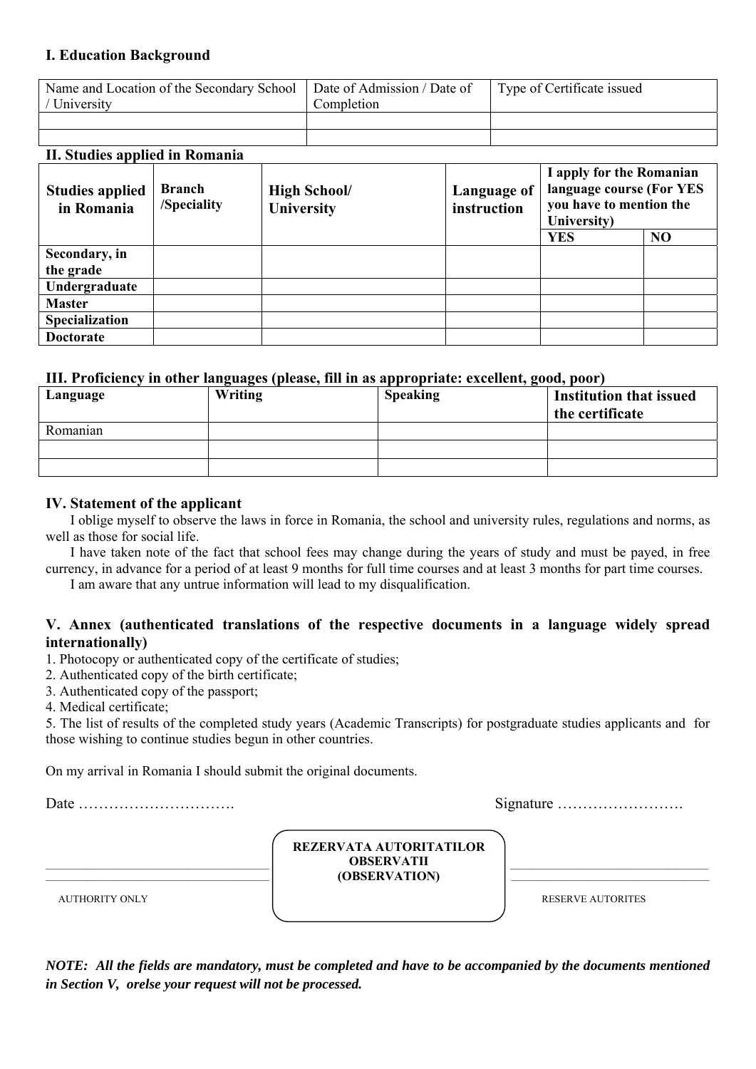### I. Education Background

| Name and Location of the Secondary School / University | Date of Admission / Date of Completion | Type of Certificate issued |
|---|---|---|
| | | |
| | | |

### II. Studies applied in Romania

| Studies applied in Romania | Branch /Speciality | High School/ University | Language of instruction | I apply for the Romanian language course (For YES you have to mention the University) | |
|---|---|---|---|---|---|
| | | | | YES | NO |
| Secondary, in the grade | | | | | |
| Undergraduate | | | | | |
| Master | | | | | |
| Specialization | | | | | |
| Doctorate | | | | | |

### III. Proficiency in other languages (please, fill in as appropriate: excellent, good, poor)

| Language | Writing | Speaking | Institution that issued the certificate |
|---|---|---|---|
| Romanian | | | |
| | | | |
| | | | |

### IV. Statement of the applicant

I oblige myself to observe the laws in force in Romania, the school and university rules, regulations and norms, as well as those for social life.

I have taken note of the fact that school fees may change during the years of study and must be payed, in free currency, in advance for a period of at least 9 months for full time courses and at least 3 months for part time courses.

I am aware that any untrue information will lead to my disqualification.

### V. Annex (authenticated translations of the respective documents in a language widely spread internationally)

1. Photocopy or authenticated copy of the certificate of studies;
2. Authenticated copy of the birth certificate;
3. Authenticated copy of the passport;
4. Medical certificate;
5. The list of results of the completed study years (Academic Transcripts) for postgraduate studies applicants and for those wishing to continue studies begun in other countries.

On my arrival in Romania I should submit the original documents.

Date …………………………. Signature …………………….

AUTHORITY ONLY

**REZERVATA AUTORITATILOR**
**OBSERVATII**
**(OBSERVATION)**

RESERVE AUTORITES

***NOTE: All the fields are mandatory, must be completed and have to be accompanied by the documents mentioned in Section V, orelse your request will not be processed.***